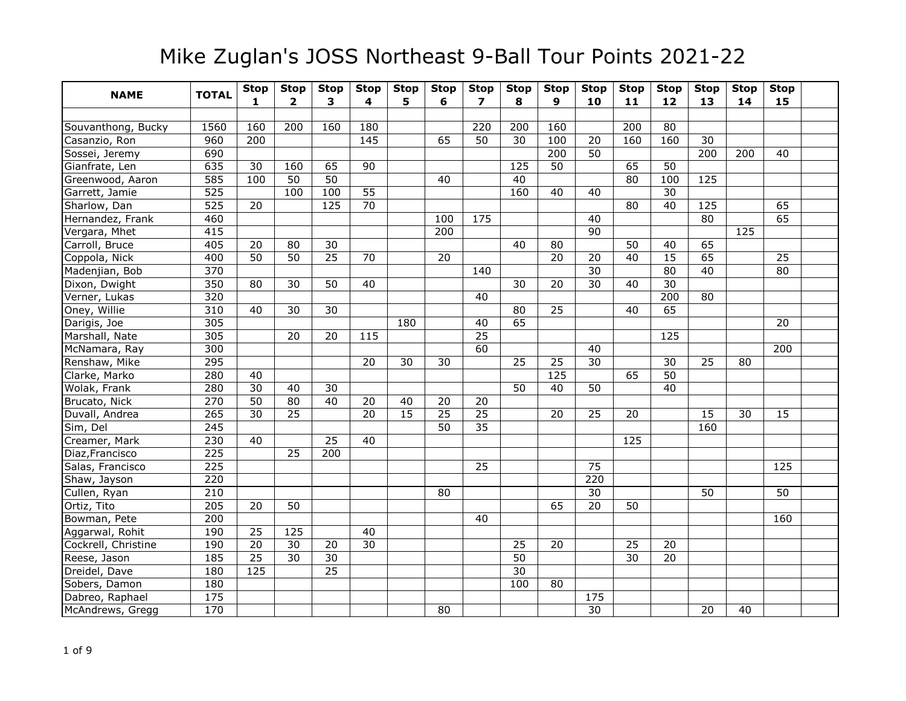# Mike Zuglan's JOSS Northeast 9-Ball Tour Points 2021-22

| NAME | TOTAL | Stop 1 | Stop 2 | Stop 3 | Stop 4 | Stop 5 | Stop 6 | Stop 7 | Stop 8 | Stop 9 | Stop 10 | Stop 11 | Stop 12 | Stop 13 | Stop 14 | Stop 15 | |
|---|---|---|---|---|---|---|---|---|---|---|---|---|---|---|---|---|---|
| | | | | | | | | | | | | | | | | | |
| Souvanthong, Bucky | 1560 | 160 | 200 | 160 | 180 | | | 220 | 200 | 160 | | 200 | 80 | | | | |
| Casanzio, Ron | 960 | 200 | | | 145 | | 65 | 50 | 30 | 100 | 20 | 160 | 160 | 30 | | | |
| Sossei, Jeremy | 690 | | | | | | | | | 200 | 50 | | | 200 | 200 | 40 | |
| Gianfrate, Len | 635 | 30 | 160 | 65 | 90 | | | | 125 | 50 | | 65 | 50 | | | | |
| Greenwood, Aaron | 585 | 100 | 50 | 50 | | | 40 | | 40 | | | 80 | 100 | 125 | | | |
| Garrett, Jamie | 525 | | 100 | 100 | 55 | | | | 160 | 40 | 40 | | 30 | | | | |
| Sharlow, Dan | 525 | 20 | | 125 | 70 | | | | | | | 80 | 40 | 125 | | 65 | |
| Hernandez, Frank | 460 | | | | | | 100 | 175 | | | 40 | | | 80 | | 65 | |
| Vergara, Mhet | 415 | | | | | | 200 | | | | 90 | | | | 125 | | |
| Carroll, Bruce | 405 | 20 | 80 | 30 | | | | | 40 | 80 | | 50 | 40 | 65 | | | |
| Coppola, Nick | 400 | 50 | 50 | 25 | 70 | | 20 | | | 20 | 20 | 40 | 15 | 65 | | 25 | |
| Madenjian, Bob | 370 | | | | | | | 140 | | | 30 | | 80 | 40 | | 80 | |
| Dixon, Dwight | 350 | 80 | 30 | 50 | 40 | | | | 30 | 20 | 30 | 40 | 30 | | | | |
| Verner, Lukas | 320 | | | | | | | 40 | | | | | 200 | 80 | | | |
| Oney, Willie | 310 | 40 | 30 | 30 | | | | | 80 | 25 | | 40 | 65 | | | | |
| Darigis, Joe | 305 | | | | | 180 | | 40 | 65 | | | | | | | 20 | |
| Marshall, Nate | 305 | | 20 | 20 | 115 | | | 25 | | | | | 125 | | | | |
| McNamara, Ray | 300 | | | | | | | 60 | | | 40 | | | | | 200 | |
| Renshaw, Mike | 295 | | | | 20 | 30 | 30 | | 25 | 25 | 30 | | 30 | 25 | 80 | | |
| Clarke, Marko | 280 | 40 | | | | | | | | 125 | | 65 | 50 | | | | |
| Wolak, Frank | 280 | 30 | 40 | 30 | | | | | 50 | 40 | 50 | | 40 | | | | |
| Brucato, Nick | 270 | 50 | 80 | 40 | 20 | 40 | 20 | 20 | | | | | | | | | |
| Duvall, Andrea | 265 | 30 | 25 | | 20 | 15 | 25 | 25 | | 20 | 25 | 20 | | 15 | 30 | 15 | |
| Sim, Del | 245 | | | | | | 50 | 35 | | | | | | 160 | | | |
| Creamer, Mark | 230 | 40 | | 25 | 40 | | | | | | | 125 | | | | | |
| Diaz,Francisco | 225 | | 25 | 200 | | | | | | | | | | | | | |
| Salas, Francisco | 225 | | | | | | | 25 | | | 75 | | | | | 125 | |
| Shaw, Jayson | 220 | | | | | | | | | | 220 | | | | | | |
| Cullen, Ryan | 210 | | | | | | 80 | | | | 30 | | | 50 | | 50 | |
| Ortiz, Tito | 205 | 20 | 50 | | | | | | | 65 | 20 | 50 | | | | | |
| Bowman, Pete | 200 | | | | | | | 40 | | | | | | | | 160 | |
| Aggarwal, Rohit | 190 | 25 | 125 | | 40 | | | | | | | | | | | | |
| Cockrell, Christine | 190 | 20 | 30 | 20 | 30 | | | | 25 | 20 | | 25 | 20 | | | | |
| Reese, Jason | 185 | 25 | 30 | 30 | | | | | 50 | | | 30 | 20 | | | | |
| Dreidel, Dave | 180 | 125 | | 25 | | | | | 30 | | | | | | | | |
| Sobers, Damon | 180 | | | | | | | | 100 | 80 | | | | | | | |
| Dabreo, Raphael | 175 | | | | | | | | | | 175 | | | | | | |
| McAndrews, Gregg | 170 | | | | | | 80 | | | | 30 | | | 20 | 40 | | |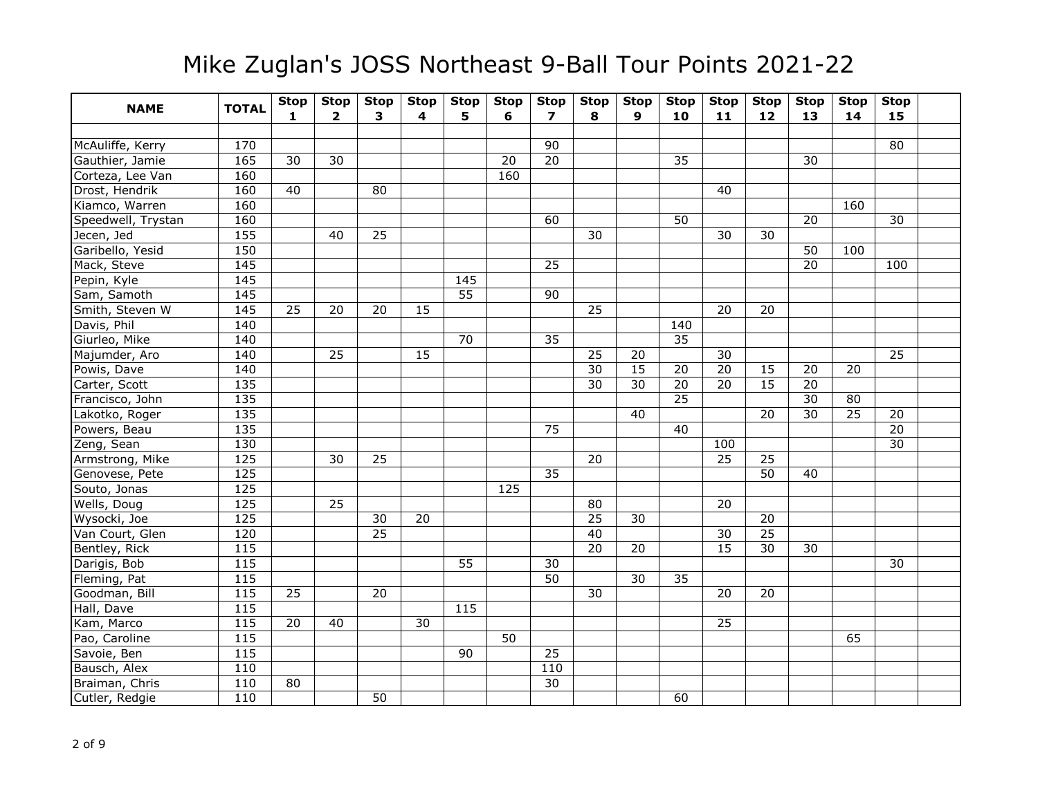# Mike Zuglan's JOSS Northeast 9-Ball Tour Points 2021-22

| NAME | TOTAL | Stop 1 | Stop 2 | Stop 3 | Stop 4 | Stop 5 | Stop 6 | Stop 7 | Stop 8 | Stop 9 | Stop 10 | Stop 11 | Stop 12 | Stop 13 | Stop 14 | Stop 15 | |
|---|---|---|---|---|---|---|---|---|---|---|---|---|---|---|---|---|---|
| | | | | | | | | | | | | | | | | | |
| McAuliffe, Kerry | 170 | | | | | | | 90 | | | | | | | | 80 | |
| Gauthier, Jamie | 165 | 30 | 30 | | | | 20 | 20 | | | 35 | | | 30 | | | |
| Corteza, Lee Van | 160 | | | | | | 160 | | | | | | | | | | |
| Drost, Hendrik | 160 | 40 | | 80 | | | | | | | | 40 | | | | | |
| Kiamco, Warren | 160 | | | | | | | | | | | | | | 160 | | |
| Speedwell, Trystan | 160 | | | | | | | 60 | | | 50 | | | 20 | | 30 | |
| Jecen, Jed | 155 | | 40 | 25 | | | | | 30 | | | 30 | 30 | | | | |
| Garibello, Yesid | 150 | | | | | | | | | | | | | 50 | 100 | | |
| Mack, Steve | 145 | | | | | | | 25 | | | | | | 20 | | 100 | |
| Pepin, Kyle | 145 | | | | | 145 | | | | | | | | | | | |
| Sam, Samoth | 145 | | | | | 55 | | 90 | | | | | | | | | |
| Smith, Steven W | 145 | 25 | 20 | 20 | 15 | | | | 25 | | | 20 | 20 | | | | |
| Davis, Phil | 140 | | | | | | | | | | 140 | | | | | | |
| Giurleo, Mike | 140 | | | | | 70 | | 35 | | | 35 | | | | | | |
| Majumder, Aro | 140 | | 25 | | 15 | | | | 25 | 20 | | 30 | | | | 25 | |
| Powis, Dave | 140 | | | | | | | | 30 | 15 | 20 | 20 | 15 | 20 | 20 | | |
| Carter, Scott | 135 | | | | | | | | 30 | 30 | 20 | 20 | 15 | 20 | | | |
| Francisco, John | 135 | | | | | | | | | | 25 | | | 30 | 80 | | |
| Lakotko, Roger | 135 | | | | | | | | | 40 | | | 20 | 30 | 25 | 20 | |
| Powers, Beau | 135 | | | | | | | 75 | | | 40 | | | | | 20 | |
| Zeng, Sean | 130 | | | | | | | | | | | 100 | | | | 30 | |
| Armstrong, Mike | 125 | | 30 | 25 | | | | | 20 | | | 25 | 25 | | | | |
| Genovese, Pete | 125 | | | | | | | 35 | | | | | 50 | 40 | | | |
| Souto, Jonas | 125 | | | | | | 125 | | | | | | | | | | |
| Wells, Doug | 125 | | 25 | | | | | | 80 | | | 20 | | | | | |
| Wysocki, Joe | 125 | | | 30 | 20 | | | | 25 | 30 | | | 20 | | | | |
| Van Court, Glen | 120 | | | 25 | | | | | 40 | | | 30 | 25 | | | | |
| Bentley, Rick | 115 | | | | | | | | 20 | 20 | | 15 | 30 | 30 | | | |
| Darigis, Bob | 115 | | | | | 55 | | 30 | | | | | | | | 30 | |
| Fleming, Pat | 115 | | | | | | | 50 | | 30 | 35 | | | | | | |
| Goodman, Bill | 115 | 25 | | 20 | | | | | 30 | | | 20 | 20 | | | | |
| Hall, Dave | 115 | | | | | 115 | | | | | | | | | | | |
| Kam, Marco | 115 | 20 | 40 | | 30 | | | | | | | 25 | | | | | |
| Pao, Caroline | 115 | | | | | | 50 | | | | | | | | 65 | | |
| Savoie, Ben | 115 | | | | | 90 | | 25 | | | | | | | | | |
| Bausch, Alex | 110 | | | | | | | 110 | | | | | | | | | |
| Braiman, Chris | 110 | 80 | | | | | | 30 | | | | | | | | | |
| Cutler, Redgie | 110 | | | 50 | | | | | | | 60 | | | | | | |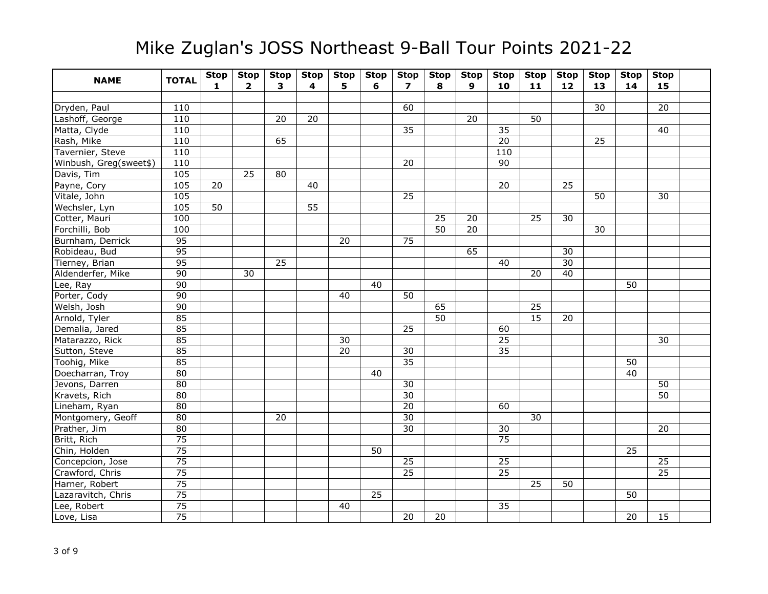# Mike Zuglan's JOSS Northeast 9-Ball Tour Points 2021-22

| NAME | TOTAL | Stop 1 | Stop 2 | Stop 3 | Stop 4 | Stop 5 | Stop 6 | Stop 7 | Stop 8 | Stop 9 | Stop 10 | Stop 11 | Stop 12 | Stop 13 | Stop 14 | Stop 15 | |
|---|---|---|---|---|---|---|---|---|---|---|---|---|---|---|---|---|---|
| | | | | | | | | | | | | | | | | | |
| Dryden, Paul | 110 | | | | | | | 60 | | | | | | 30 | | 20 | |
| Lashoff, George | 110 | | | 20 | 20 | | | | | 20 | | 50 | | | | | |
| Matta, Clyde | 110 | | | | | | | 35 | | | 35 | | | | | 40 | |
| Rash, Mike | 110 | | | 65 | | | | | | | 20 | | | 25 | | | |
| Tavernier, Steve | 110 | | | | | | | | | | 110 | | | | | | |
| Winbush, Greg(sweet$) | 110 | | | | | | | 20 | | | 90 | | | | | | |
| Davis, Tim | 105 | | 25 | 80 | | | | | | | | | | | | | |
| Payne, Cory | 105 | 20 | | | 40 | | | | | | 20 | | 25 | | | | |
| Vitale, John | 105 | | | | | | | 25 | | | | | | 50 | | 30 | |
| Wechsler, Lyn | 105 | 50 | | | 55 | | | | | | | | | | | | |
| Cotter, Mauri | 100 | | | | | | | | 25 | 20 | | 25 | 30 | | | | |
| Forchilli, Bob | 100 | | | | | | | | 50 | 20 | | | | 30 | | | |
| Burnham, Derrick | 95 | | | | | 20 | | 75 | | | | | | | | | |
| Robideau, Bud | 95 | | | | | | | | | 65 | | | 30 | | | | |
| Tierney, Brian | 95 | | | 25 | | | | | | | 40 | | 30 | | | | |
| Aldenderfer, Mike | 90 | | 30 | | | | | | | | | 20 | 40 | | | | |
| Lee, Ray | 90 | | | | | | 40 | | | | | | | | 50 | | |
| Porter, Cody | 90 | | | | | 40 | | 50 | | | | | | | | | |
| Welsh, Josh | 90 | | | | | | | | 65 | | | 25 | | | | | |
| Arnold, Tyler | 85 | | | | | | | | 50 | | | 15 | 20 | | | | |
| Demalia, Jared | 85 | | | | | | | 25 | | | 60 | | | | | | |
| Matarazzo, Rick | 85 | | | | | 30 | | | | | 25 | | | | | 30 | |
| Sutton, Steve | 85 | | | | | 20 | | 30 | | | 35 | | | | | | |
| Toohig, Mike | 85 | | | | | | | 35 | | | | | | | 50 | | |
| Doecharran, Troy | 80 | | | | | | 40 | | | | | | | | 40 | | |
| Jevons, Darren | 80 | | | | | | | 30 | | | | | | | | 50 | |
| Kravets, Rich | 80 | | | | | | | 30 | | | | | | | | 50 | |
| Lineham, Ryan | 80 | | | | | | | 20 | | | 60 | | | | | | |
| Montgomery, Geoff | 80 | | | 20 | | | | 30 | | | | 30 | | | | | |
| Prather, Jim | 80 | | | | | | | 30 | | | 30 | | | | | 20 | |
| Britt, Rich | 75 | | | | | | | | | | 75 | | | | | | |
| Chin, Holden | 75 | | | | | | 50 | | | | | | | | 25 | | |
| Concepcion, Jose | 75 | | | | | | | 25 | | | 25 | | | | | 25 | |
| Crawford, Chris | 75 | | | | | | | 25 | | | 25 | | | | | 25 | |
| Harner, Robert | 75 | | | | | | | | | | | 25 | 50 | | | | |
| Lazaravitch, Chris | 75 | | | | | | 25 | | | | | | | | 50 | | |
| Lee, Robert | 75 | | | | | 40 | | | | | 35 | | | | | | |
| Love, Lisa | 75 | | | | | | | 20 | 20 | | | | | | 20 | 15 | |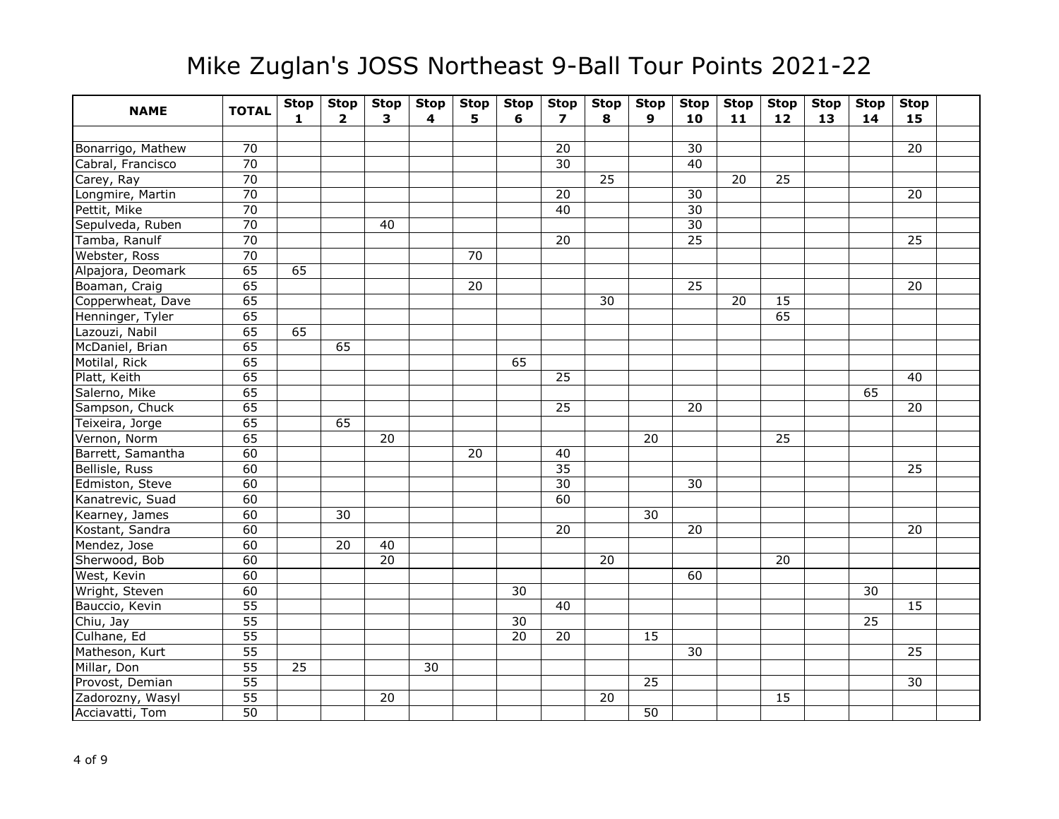# Mike Zuglan's JOSS Northeast 9-Ball Tour Points 2021-22

| NAME | TOTAL | Stop 1 | Stop 2 | Stop 3 | Stop 4 | Stop 5 | Stop 6 | Stop 7 | Stop 8 | Stop 9 | Stop 10 | Stop 11 | Stop 12 | Stop 13 | Stop 14 | Stop 15 | |
|---|---|---|---|---|---|---|---|---|---|---|---|---|---|---|---|---|---|
| | | | | | | | | | | | | | | | | | |
| Bonarrigo, Mathew | 70 | | | | | | | 20 | | | 30 | | | | | 20 | |
| Cabral, Francisco | 70 | | | | | | | 30 | | | 40 | | | | | | |
| Carey, Ray | 70 | | | | | | | | 25 | | | 20 | 25 | | | | |
| Longmire, Martin | 70 | | | | | | | 20 | | | 30 | | | | | 20 | |
| Pettit, Mike | 70 | | | | | | | 40 | | | 30 | | | | | | |
| Sepulveda, Ruben | 70 | | | 40 | | | | | | | 30 | | | | | | |
| Tamba, Ranulf | 70 | | | | | | | 20 | | | 25 | | | | | 25 | |
| Webster, Ross | 70 | | | | | 70 | | | | | | | | | | | |
| Alpajora, Deomark | 65 | 65 | | | | | | | | | | | | | | | |
| Boaman, Craig | 65 | | | | | 20 | | | | | 25 | | | | | 20 | |
| Copperwheat, Dave | 65 | | | | | | | | 30 | | | 20 | 15 | | | | |
| Henninger, Tyler | 65 | | | | | | | | | | | | 65 | | | | |
| Lazouzi, Nabil | 65 | 65 | | | | | | | | | | | | | | | |
| McDaniel, Brian | 65 | | 65 | | | | | | | | | | | | | | |
| Motilal, Rick | 65 | | | | | | 65 | | | | | | | | | | |
| Platt, Keith | 65 | | | | | | | 25 | | | | | | | | 40 | |
| Salerno, Mike | 65 | | | | | | | | | | | | | | 65 | | |
| Sampson, Chuck | 65 | | | | | | | 25 | | | 20 | | | | | 20 | |
| Teixeira, Jorge | 65 | | 65 | | | | | | | | | | | | | | |
| Vernon, Norm | 65 | | | 20 | | | | | | 20 | | | 25 | | | | |
| Barrett, Samantha | 60 | | | | | 20 | | 40 | | | | | | | | | |
| Bellisle, Russ | 60 | | | | | | | 35 | | | | | | | | 25 | |
| Edmiston, Steve | 60 | | | | | | | 30 | | | 30 | | | | | | |
| Kanatrevic, Suad | 60 | | | | | | | 60 | | | | | | | | | |
| Kearney, James | 60 | | 30 | | | | | | | 30 | | | | | | | |
| Kostant, Sandra | 60 | | | | | | | 20 | | | 20 | | | | | 20 | |
| Mendez, Jose | 60 | | 20 | 40 | | | | | | | | | | | | | |
| Sherwood, Bob | 60 | | | 20 | | | | | 20 | | | | 20 | | | | |
| West, Kevin | 60 | | | | | | | | | | 60 | | | | | | |
| Wright, Steven | 60 | | | | | | 30 | | | | | | | | 30 | | |
| Bauccio, Kevin | 55 | | | | | | | 40 | | | | | | | | 15 | |
| Chiu, Jay | 55 | | | | | | 30 | | | | | | | | 25 | | |
| Culhane, Ed | 55 | | | | | | 20 | 20 | | 15 | | | | | | | |
| Matheson, Kurt | 55 | | | | | | | | | | 30 | | | | | 25 | |
| Millar, Don | 55 | 25 | | | 30 | | | | | | | | | | | | |
| Provost, Demian | 55 | | | | | | | | | 25 | | | | | | 30 | |
| Zadorozny, Wasyl | 55 | | | 20 | | | | | 20 | | | | 15 | | | | |
| Acciavatti, Tom | 50 | | | | | | | | | 50 | | | | | | | |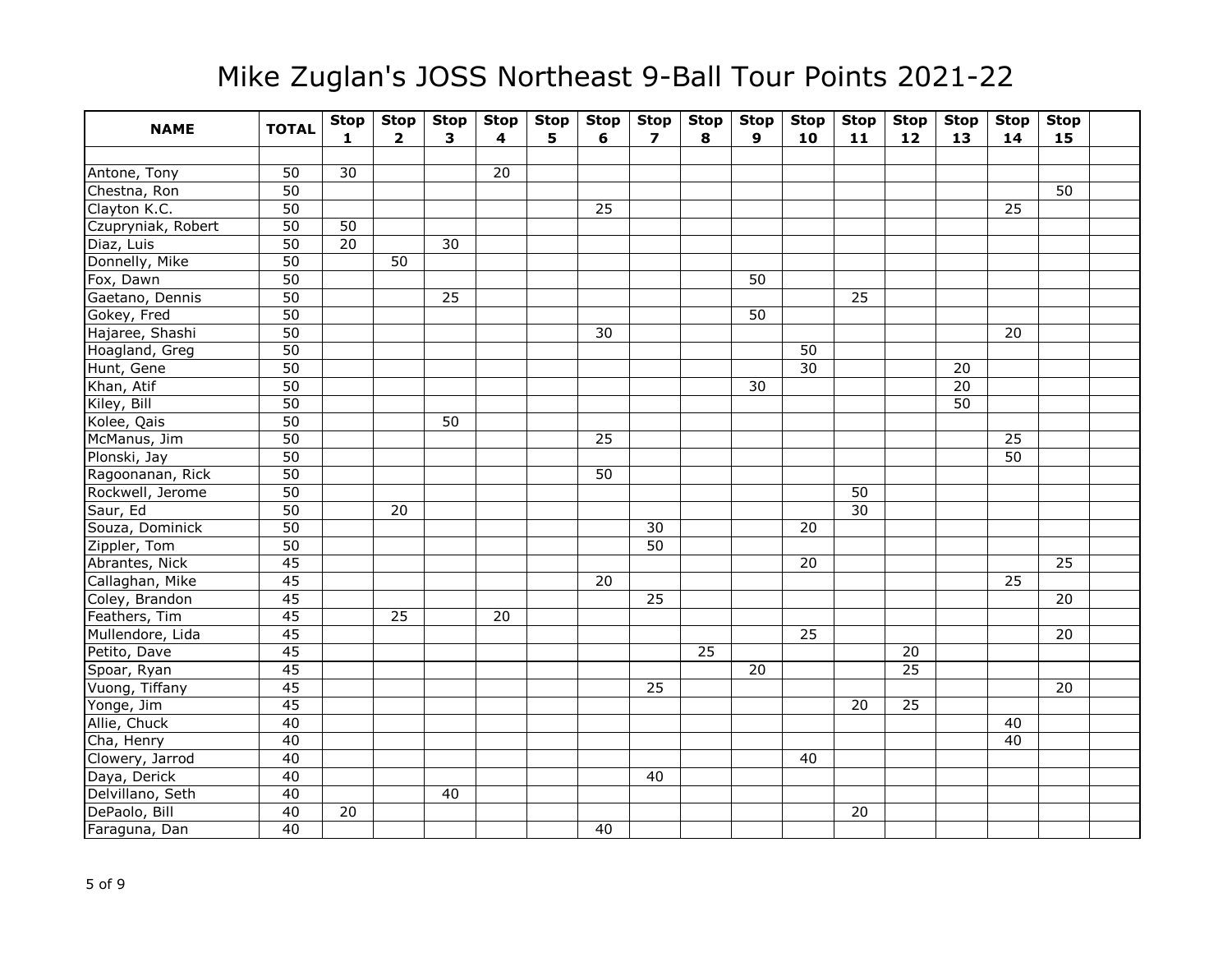# Mike Zuglan's JOSS Northeast 9-Ball Tour Points 2021-22

| NAME | TOTAL | Stop 1 | Stop 2 | Stop 3 | Stop 4 | Stop 5 | Stop 6 | Stop 7 | Stop 8 | Stop 9 | Stop 10 | Stop 11 | Stop 12 | Stop 13 | Stop 14 | Stop 15 | |
|---|---|---|---|---|---|---|---|---|---|---|---|---|---|---|---|---|---|
| | | | | | | | | | | | | | | | | | |
| Antone, Tony | 50 | 30 | | | 20 | | | | | | | | | | | | |
| Chestna, Ron | 50 | | | | | | | | | | | | | | | 50 | |
| Clayton K.C. | 50 | | | | | | 25 | | | | | | | | 25 | | |
| Czupryniak, Robert | 50 | 50 | | | | | | | | | | | | | | | |
| Diaz, Luis | 50 | 20 | | 30 | | | | | | | | | | | | | |
| Donnelly, Mike | 50 | | 50 | | | | | | | | | | | | | | |
| Fox, Dawn | 50 | | | | | | | | | 50 | | | | | | | |
| Gaetano, Dennis | 50 | | | 25 | | | | | | | | 25 | | | | | |
| Gokey, Fred | 50 | | | | | | | | | 50 | | | | | | | |
| Hajaree, Shashi | 50 | | | | | | 30 | | | | | | | | 20 | | |
| Hoagland, Greg | 50 | | | | | | | | | | 50 | | | | | | |
| Hunt, Gene | 50 | | | | | | | | | | 30 | | | 20 | | | |
| Khan, Atif | 50 | | | | | | | | | 30 | | | | 20 | | | |
| Kiley, Bill | 50 | | | | | | | | | | | | | 50 | | | |
| Kolee, Qais | 50 | | | 50 | | | | | | | | | | | | | |
| McManus, Jim | 50 | | | | | | 25 | | | | | | | | 25 | | |
| Plonski, Jay | 50 | | | | | | | | | | | | | | 50 | | |
| Ragoonanan, Rick | 50 | | | | | | 50 | | | | | | | | | | |
| Rockwell, Jerome | 50 | | | | | | | | | | | 50 | | | | | |
| Saur, Ed | 50 | | 20 | | | | | | | | | 30 | | | | | |
| Souza, Dominick | 50 | | | | | | | 30 | | | 20 | | | | | | |
| Zippler, Tom | 50 | | | | | | | 50 | | | | | | | | | |
| Abrantes, Nick | 45 | | | | | | | | | | 20 | | | | | 25 | |
| Callaghan, Mike | 45 | | | | | | 20 | | | | | | | | 25 | | |
| Coley, Brandon | 45 | | | | | | | 25 | | | | | | | | 20 | |
| Feathers, Tim | 45 | | 25 | | 20 | | | | | | | | | | | | |
| Mullendore, Lida | 45 | | | | | | | | | | 25 | | | | | 20 | |
| Petito, Dave | 45 | | | | | | | | 25 | | | | 20 | | | | |
| Spoar, Ryan | 45 | | | | | | | | | 20 | | | 25 | | | | |
| Vuong, Tiffany | 45 | | | | | | | 25 | | | | | | | | 20 | |
| Yonge, Jim | 45 | | | | | | | | | | | 20 | 25 | | | | |
| Allie, Chuck | 40 | | | | | | | | | | | | | | 40 | | |
| Cha, Henry | 40 | | | | | | | | | | | | | | 40 | | |
| Clowery, Jarrod | 40 | | | | | | | | | | 40 | | | | | | |
| Daya, Derick | 40 | | | | | | | 40 | | | | | | | | | |
| Delvillano, Seth | 40 | | | 40 | | | | | | | | | | | | | |
| DePaolo, Bill | 40 | 20 | | | | | | | | | | 20 | | | | | |
| Faraguna, Dan | 40 | | | | | | 40 | | | | | | | | | | |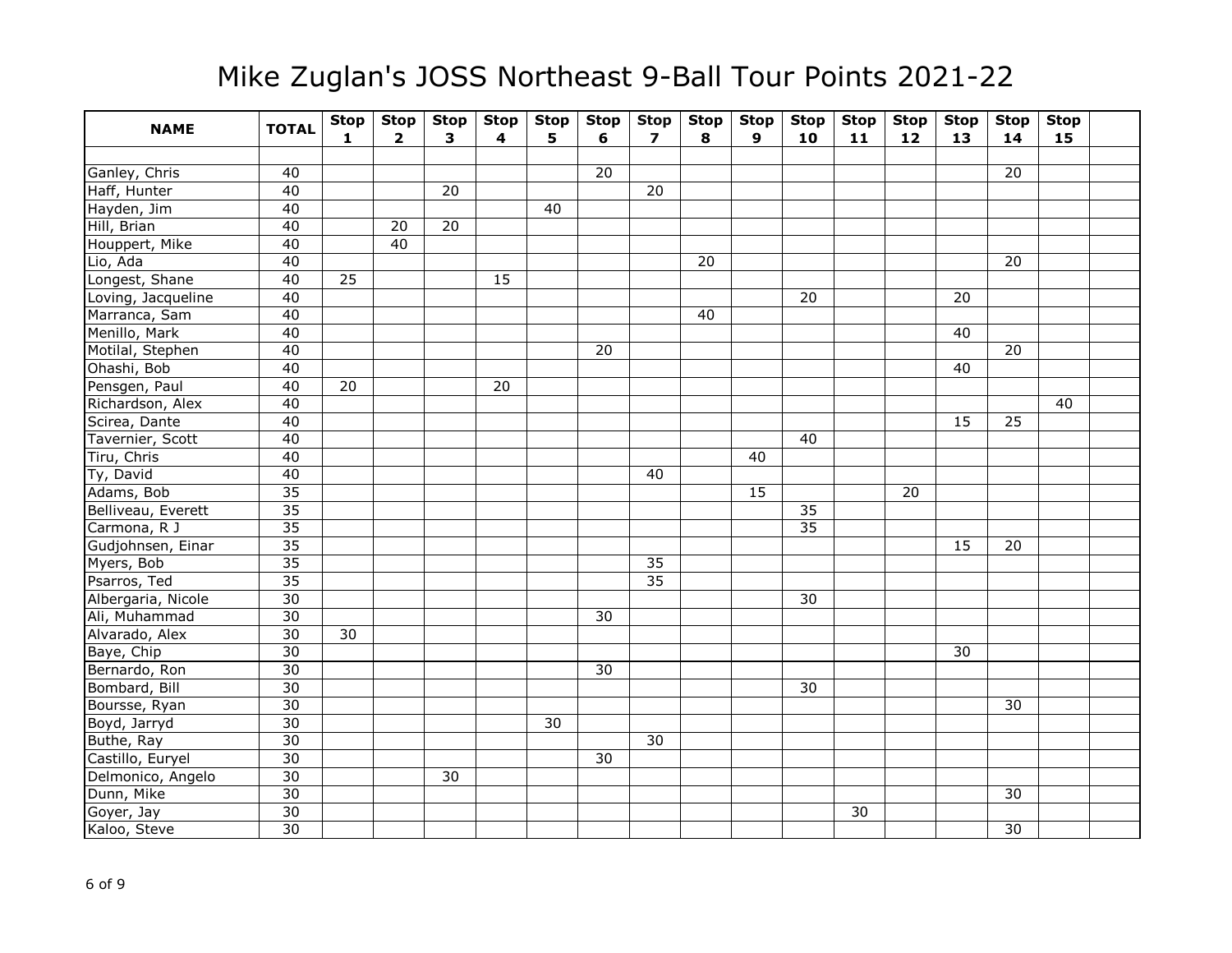# Mike Zuglan's JOSS Northeast 9-Ball Tour Points 2021-22

| NAME | TOTAL | Stop 1 | Stop 2 | Stop 3 | Stop 4 | Stop 5 | Stop 6 | Stop 7 | Stop 8 | Stop 9 | Stop 10 | Stop 11 | Stop 12 | Stop 13 | Stop 14 | Stop 15 | |
|---|---|---|---|---|---|---|---|---|---|---|---|---|---|---|---|---|---|
| | | | | | | | | | | | | | | | | | |
| Ganley, Chris | 40 | | | | | | 20 | | | | | | | | 20 | | |
| Haff, Hunter | 40 | | | 20 | | | | 20 | | | | | | | | | |
| Hayden, Jim | 40 | | | | | 40 | | | | | | | | | | | |
| Hill, Brian | 40 | | 20 | 20 | | | | | | | | | | | | | |
| Houppert, Mike | 40 | | 40 | | | | | | | | | | | | | | |
| Lio, Ada | 40 | | | | | | | | 20 | | | | | | 20 | | |
| Longest, Shane | 40 | 25 | | | 15 | | | | | | | | | | | | |
| Loving, Jacqueline | 40 | | | | | | | | | | 20 | | | 20 | | | |
| Marranca, Sam | 40 | | | | | | | | 40 | | | | | | | | |
| Menillo, Mark | 40 | | | | | | | | | | | | | 40 | | | |
| Motilal, Stephen | 40 | | | | | | 20 | | | | | | | | 20 | | |
| Ohashi, Bob | 40 | | | | | | | | | | | | | 40 | | | |
| Pensgen, Paul | 40 | 20 | | | 20 | | | | | | | | | | | | |
| Richardson, Alex | 40 | | | | | | | | | | | | | | | 40 | |
| Scirea, Dante | 40 | | | | | | | | | | | | | 15 | 25 | | |
| Tavernier, Scott | 40 | | | | | | | | | | 40 | | | | | | |
| Tiru, Chris | 40 | | | | | | | | | 40 | | | | | | | |
| Ty, David | 40 | | | | | | | 40 | | | | | | | | | |
| Adams, Bob | 35 | | | | | | | | | 15 | | | 20 | | | | |
| Belliveau, Everett | 35 | | | | | | | | | | 35 | | | | | | |
| Carmona, R J | 35 | | | | | | | | | | 35 | | | | | | |
| Gudjohnsen, Einar | 35 | | | | | | | | | | | | | 15 | 20 | | |
| Myers, Bob | 35 | | | | | | | 35 | | | | | | | | | |
| Psarros, Ted | 35 | | | | | | | 35 | | | | | | | | | |
| Albergaria, Nicole | 30 | | | | | | | | | | 30 | | | | | | |
| Ali, Muhammad | 30 | | | | | | 30 | | | | | | | | | | |
| Alvarado, Alex | 30 | 30 | | | | | | | | | | | | | | | |
| Baye, Chip | 30 | | | | | | | | | | | | | 30 | | | |
| Bernardo, Ron | 30 | | | | | | 30 | | | | | | | | | | |
| Bombard, Bill | 30 | | | | | | | | | | 30 | | | | | | |
| Boursse, Ryan | 30 | | | | | | | | | | | | | | 30 | | |
| Boyd, Jarryd | 30 | | | | | 30 | | | | | | | | | | | |
| Buthe, Ray | 30 | | | | | | | 30 | | | | | | | | | |
| Castillo, Euryel | 30 | | | | | | 30 | | | | | | | | | | |
| Delmonico, Angelo | 30 | | | 30 | | | | | | | | | | | | | |
| Dunn, Mike | 30 | | | | | | | | | | | | | | 30 | | |
| Goyer, Jay | 30 | | | | | | | | | | | 30 | | | | | |
| Kaloo, Steve | 30 | | | | | | | | | | | | | | 30 | | |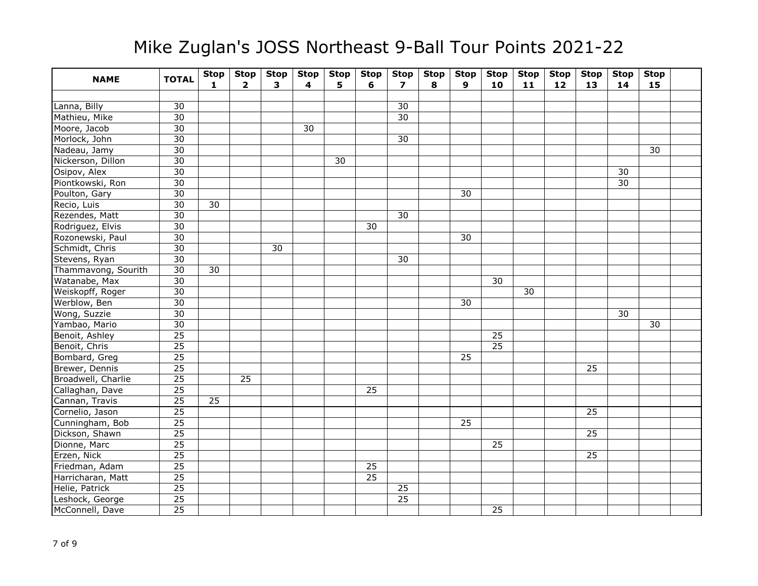# Mike Zuglan's JOSS Northeast 9-Ball Tour Points 2021-22

| NAME | TOTAL | Stop 1 | Stop 2 | Stop 3 | Stop 4 | Stop 5 | Stop 6 | Stop 7 | Stop 8 | Stop 9 | Stop 10 | Stop 11 | Stop 12 | Stop 13 | Stop 14 | Stop 15 | |
|---|---|---|---|---|---|---|---|---|---|---|---|---|---|---|---|---|---|
| | | | | | | | | | | | | | | | | | |
| Lanna, Billy | 30 | | | | | | | 30 | | | | | | | | | |
| Mathieu, Mike | 30 | | | | | | | 30 | | | | | | | | | |
| Moore, Jacob | 30 | | | | 30 | | | | | | | | | | | | |
| Morlock, John | 30 | | | | | | | 30 | | | | | | | | | |
| Nadeau, Jamy | 30 | | | | | | | | | | | | | | | 30 | |
| Nickerson, Dillon | 30 | | | | | 30 | | | | | | | | | | | |
| Osipov, Alex | 30 | | | | | | | | | | | | | | 30 | | |
| Piontkowski, Ron | 30 | | | | | | | | | | | | | | 30 | | |
| Poulton, Gary | 30 | | | | | | | | | 30 | | | | | | | |
| Recio, Luis | 30 | 30 | | | | | | | | | | | | | | | |
| Rezendes, Matt | 30 | | | | | | | 30 | | | | | | | | | |
| Rodriguez, Elvis | 30 | | | | | | 30 | | | | | | | | | | |
| Rozonewski, Paul | 30 | | | | | | | | | 30 | | | | | | | |
| Schmidt, Chris | 30 | | | 30 | | | | | | | | | | | | | |
| Stevens, Ryan | 30 | | | | | | | 30 | | | | | | | | | |
| Thammavong, Sourith | 30 | 30 | | | | | | | | | | | | | | | |
| Watanabe, Max | 30 | | | | | | | | | | 30 | | | | | | |
| Weiskopff, Roger | 30 | | | | | | | | | | | 30 | | | | | |
| Werblow, Ben | 30 | | | | | | | | | 30 | | | | | | | |
| Wong, Suzzie | 30 | | | | | | | | | | | | | | 30 | | |
| Yambao, Mario | 30 | | | | | | | | | | | | | | | 30 | |
| Benoit, Ashley | 25 | | | | | | | | | | 25 | | | | | | |
| Benoit, Chris | 25 | | | | | | | | | | 25 | | | | | | |
| Bombard, Greg | 25 | | | | | | | | | 25 | | | | | | | |
| Brewer, Dennis | 25 | | | | | | | | | | | | | 25 | | | |
| Broadwell, Charlie | 25 | | 25 | | | | | | | | | | | | | | |
| Callaghan, Dave | 25 | | | | | | 25 | | | | | | | | | | |
| Cannan, Travis | 25 | 25 | | | | | | | | | | | | | | | |
| Cornelio, Jason | 25 | | | | | | | | | | | | | 25 | | | |
| Cunningham, Bob | 25 | | | | | | | | | 25 | | | | | | | |
| Dickson, Shawn | 25 | | | | | | | | | | | | | 25 | | | |
| Dionne, Marc | 25 | | | | | | | | | | 25 | | | | | | |
| Erzen, Nick | 25 | | | | | | | | | | | | | 25 | | | |
| Friedman, Adam | 25 | | | | | | 25 | | | | | | | | | | |
| Harricharan, Matt | 25 | | | | | | 25 | | | | | | | | | | |
| Helie, Patrick | 25 | | | | | | | 25 | | | | | | | | | |
| Leshock, George | 25 | | | | | | | 25 | | | | | | | | | |
| McConnell, Dave | 25 | | | | | | | | | | 25 | | | | | | |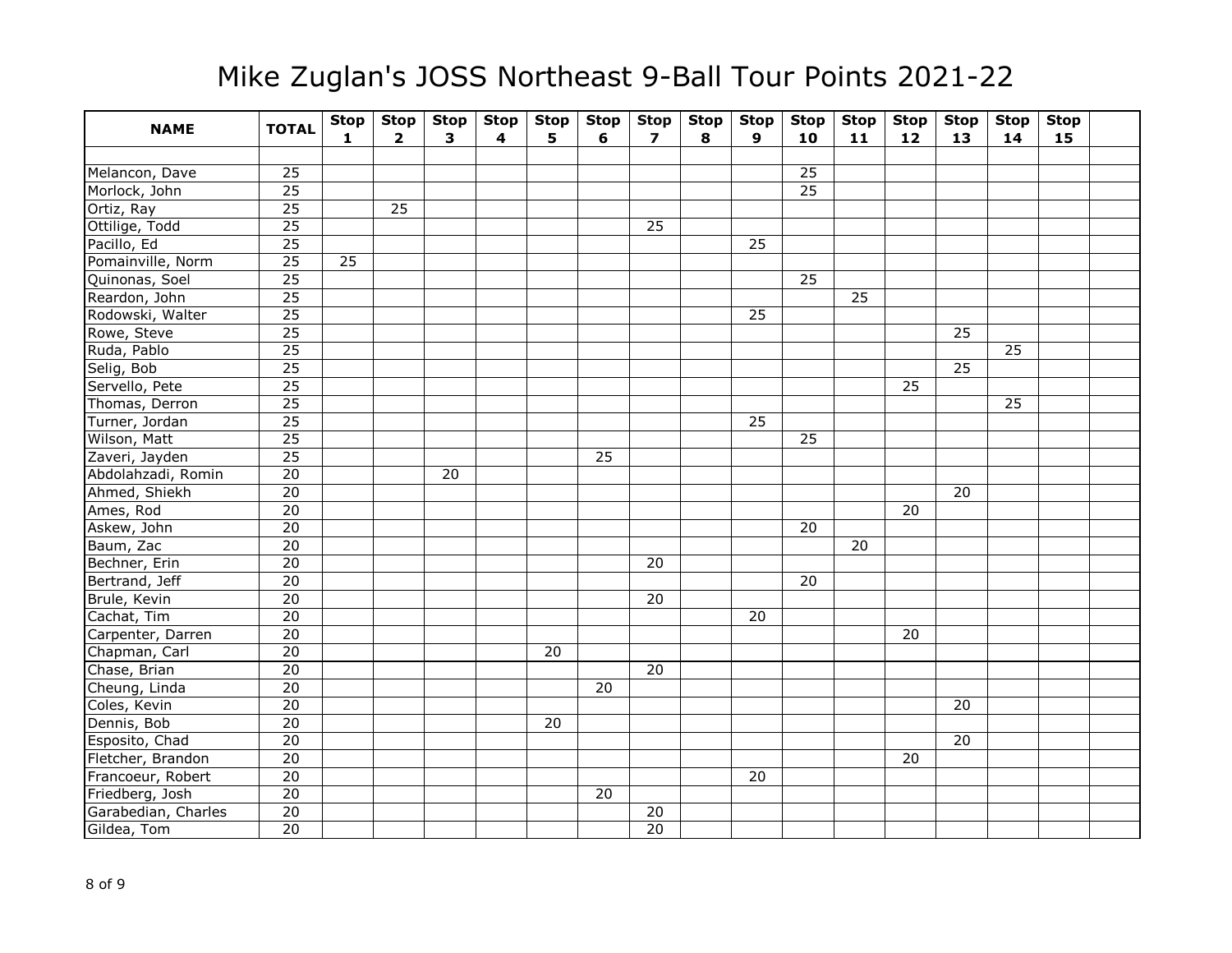# Mike Zuglan's JOSS Northeast 9-Ball Tour Points 2021-22

| NAME | TOTAL | Stop 1 | Stop 2 | Stop 3 | Stop 4 | Stop 5 | Stop 6 | Stop 7 | Stop 8 | Stop 9 | Stop 10 | Stop 11 | Stop 12 | Stop 13 | Stop 14 | Stop 15 | |
|---|---|---|---|---|---|---|---|---|---|---|---|---|---|---|---|---|---|
| | | | | | | | | | | | | | | | | | |
| Melancon, Dave | 25 | | | | | | | | | | 25 | | | | | | |
| Morlock, John | 25 | | | | | | | | | | 25 | | | | | | |
| Ortiz, Ray | 25 | | 25 | | | | | | | | | | | | | | |
| Ottilige, Todd | 25 | | | | | | | 25 | | | | | | | | | |
| Pacillo, Ed | 25 | | | | | | | | | 25 | | | | | | | |
| Pomainville, Norm | 25 | 25 | | | | | | | | | | | | | | | |
| Quinonas, Soel | 25 | | | | | | | | | | 25 | | | | | | |
| Reardon, John | 25 | | | | | | | | | | | 25 | | | | | |
| Rodowski, Walter | 25 | | | | | | | | | 25 | | | | | | | |
| Rowe, Steve | 25 | | | | | | | | | | | | | 25 | | | |
| Ruda, Pablo | 25 | | | | | | | | | | | | | | 25 | | |
| Selig, Bob | 25 | | | | | | | | | | | | | 25 | | | |
| Servello, Pete | 25 | | | | | | | | | | | | 25 | | | | |
| Thomas, Derron | 25 | | | | | | | | | | | | | | 25 | | |
| Turner, Jordan | 25 | | | | | | | | | 25 | | | | | | | |
| Wilson, Matt | 25 | | | | | | | | | | 25 | | | | | | |
| Zaveri, Jayden | 25 | | | | | | 25 | | | | | | | | | | |
| Abdolahzadi, Romin | 20 | | | 20 | | | | | | | | | | | | | |
| Ahmed, Shiekh | 20 | | | | | | | | | | | | | 20 | | | |
| Ames, Rod | 20 | | | | | | | | | | | | 20 | | | | |
| Askew, John | 20 | | | | | | | | | | 20 | | | | | | |
| Baum, Zac | 20 | | | | | | | | | | | 20 | | | | | |
| Bechner, Erin | 20 | | | | | | | 20 | | | | | | | | | |
| Bertrand, Jeff | 20 | | | | | | | | | | 20 | | | | | | |
| Brule, Kevin | 20 | | | | | | | 20 | | | | | | | | | |
| Cachat, Tim | 20 | | | | | | | | | 20 | | | | | | | |
| Carpenter, Darren | 20 | | | | | | | | | | | | 20 | | | | |
| Chapman, Carl | 20 | | | | | 20 | | | | | | | | | | | |
| Chase, Brian | 20 | | | | | | | 20 | | | | | | | | | |
| Cheung, Linda | 20 | | | | | | 20 | | | | | | | | | | |
| Coles, Kevin | 20 | | | | | | | | | | | | | 20 | | | |
| Dennis, Bob | 20 | | | | | 20 | | | | | | | | | | | |
| Esposito, Chad | 20 | | | | | | | | | | | | | 20 | | | |
| Fletcher, Brandon | 20 | | | | | | | | | | | | 20 | | | | |
| Francoeur, Robert | 20 | | | | | | | | | 20 | | | | | | | |
| Friedberg, Josh | 20 | | | | | | 20 | | | | | | | | | | |
| Garabedian, Charles | 20 | | | | | | | 20 | | | | | | | | | |
| Gildea, Tom | 20 | | | | | | | 20 | | | | | | | | | |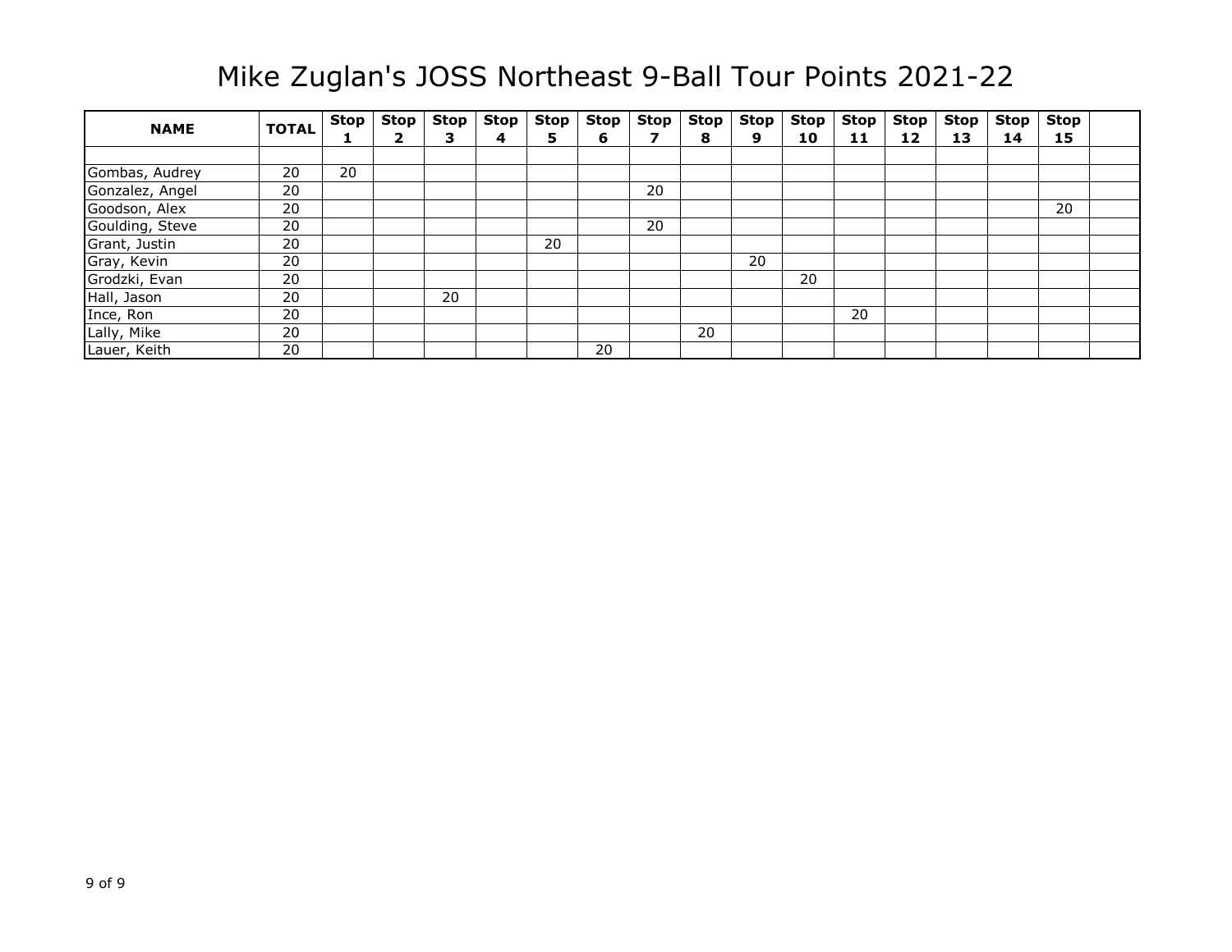# Mike Zuglan's JOSS Northeast 9-Ball Tour Points 2021-22

| NAME | TOTAL | Stop 1 | Stop 2 | Stop 3 | Stop 4 | Stop 5 | Stop 6 | Stop 7 | Stop 8 | Stop 9 | Stop 10 | Stop 11 | Stop 12 | Stop 13 | Stop 14 | Stop 15 | |
|---|---|---|---|---|---|---|---|---|---|---|---|---|---|---|---|---|---|
| | | | | | | | | | | | | | | | | | |
| Gombas, Audrey | 20 | 20 | | | | | | | | | | | | | | | |
| Gonzalez, Angel | 20 | | | | | | | 20 | | | | | | | | | |
| Goodson, Alex | 20 | | | | | | | | | | | | | | | 20 | |
| Goulding, Steve | 20 | | | | | | | 20 | | | | | | | | | |
| Grant, Justin | 20 | | | | | 20 | | | | | | | | | | | |
| Gray, Kevin | 20 | | | | | | | | | 20 | | | | | | | |
| Grodzki, Evan | 20 | | | | | | | | | | 20 | | | | | | |
| Hall, Jason | 20 | | | 20 | | | | | | | | | | | | | |
| Ince, Ron | 20 | | | | | | | | | | | 20 | | | | | |
| Lally, Mike | 20 | | | | | | | | 20 | | | | | | | | |
| Lauer, Keith | 20 | | | | | | 20 | | | | | | | | | | |